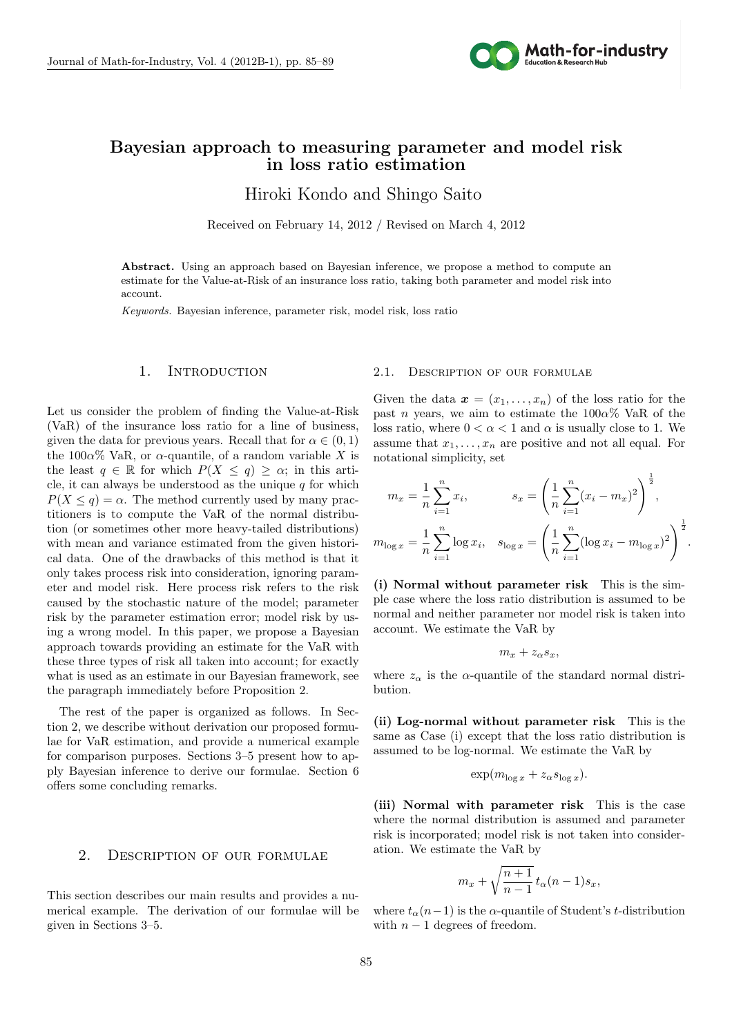# Bayesian approach to measuring parameter and model risk in loss ratio estimation

Hiroki Kondo and Shingo Saito

Received on February 14, 2012 / Revised on March 4, 2012

**Abstract.** Using an approach based on Bayesian inference, we propose a method to compute an estimate for the Value-at-Risk of an insurance loss ratio, taking both parameter and model risk into account.

*Keywords.* Bayesian inference, parameter risk, model risk, loss ratio

## 1. Introduction

Let us consider the problem of finding the Value-at-Risk (VaR) of the insurance loss ratio for a line of business, given the data for previous years. Recall that for $\alpha \in (0, 1)$ the $100\alpha\%$ VaR, or $\alpha$-quantile, of a random variable $X$ is the least $q \in \mathbb{R}$ for which $P(X \leq q) \geq \alpha$; in this article, it can always be understood as the unique $q$ for which $P(X \leq q) = \alpha$. The method currently used by many practitioners is to compute the VaR of the normal distribution (or sometimes other more heavy-tailed distributions) with mean and variance estimated from the given historical data. One of the drawbacks of this method is that it only takes process risk into consideration, ignoring parameter and model risk. Here process risk refers to the risk caused by the stochastic nature of the model; parameter risk by the parameter estimation error; model risk by using a wrong model. In this paper, we propose a Bayesian approach towards providing an estimate for the VaR with these three types of risk all taken into account; for exactly what is used as an estimate in our Bayesian framework, see the paragraph immediately before Proposition 2.

The rest of the paper is organized as follows. In Section 2, we describe without derivation our proposed formulae for VaR estimation, and provide a numerical example for comparison purposes. Sections 3–5 present how to apply Bayesian inference to derive our formulae. Section 6 offers some concluding remarks.

## 2. Description of our formulae

This section describes our main results and provides a numerical example. The derivation of our formulae will be given in Sections 3–5.

### 2.1. Description of our formulae

Given the data $\boldsymbol{x} = (x_1, \ldots, x_n)$ of the loss ratio for the past $n$ years, we aim to estimate the $100\alpha\%$ VaR of the loss ratio, where $0 < \alpha < 1$ and $\alpha$ is usually close to 1. We assume that $x_1, \ldots, x_n$ are positive and not all equal. For notational simplicity, set

$$m_x = \frac{1}{n}\sum_{i=1}^{n} x_i, \qquad s_x = \left(\frac{1}{n}\sum_{i=1}^{n}(x_i - m_x)^2\right)^{\frac{1}{2}},$$

$$m_{\log x} = \frac{1}{n}\sum_{i=1}^{n} \log x_i, \quad s_{\log x} = \left(\frac{1}{n}\sum_{i=1}^{n}(\log x_i - m_{\log x})^2\right)^{\frac{1}{2}}.$$

**(i) Normal without parameter risk** This is the simple case where the loss ratio distribution is assumed to be normal and neither parameter nor model risk is taken into account. We estimate the VaR by

$$m_x + z_\alpha s_x,$$

where $z_\alpha$ is the $\alpha$-quantile of the standard normal distribution.

**(ii) Log-normal without parameter risk** This is the same as Case (i) except that the loss ratio distribution is assumed to be log-normal. We estimate the VaR by

$$\exp(m_{\log x} + z_\alpha s_{\log x}).$$

**(iii) Normal with parameter risk** This is the case where the normal distribution is assumed and parameter risk is incorporated; model risk is not taken into consideration. We estimate the VaR by

$$m_x + \sqrt{\frac{n+1}{n-1}}\, t_\alpha(n-1) s_x,$$

where $t_\alpha(n-1)$ is the $\alpha$-quantile of Student's $t$-distribution with $n-1$ degrees of freedom.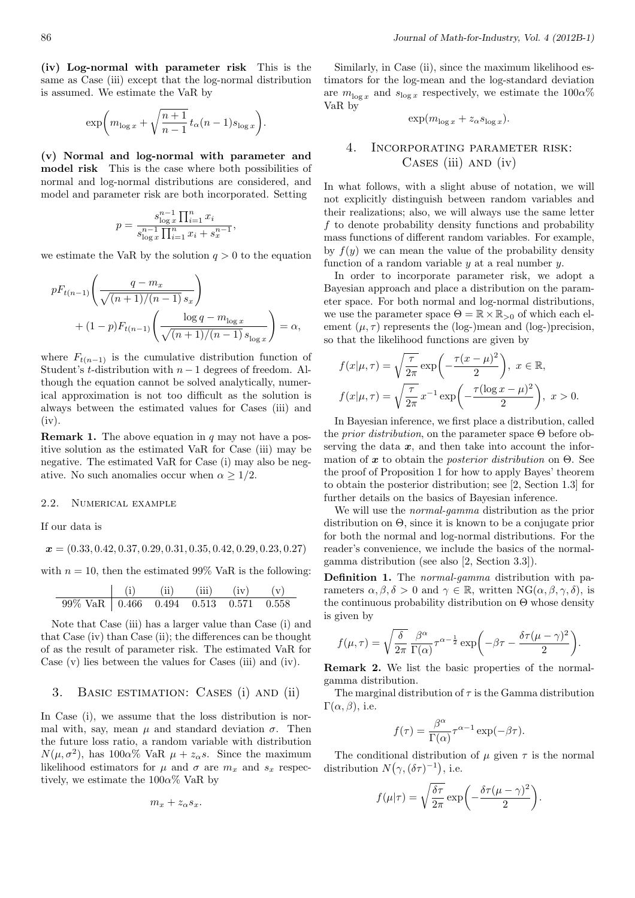**(iv) Log-normal with parameter risk** This is the same as Case (iii) except that the log-normal distribution is assumed. We estimate the VaR by

$$\exp\biggl(m_{\log x} + \sqrt{\frac{n+1}{n-1}}\, t_\alpha(n-1) s_{\log x}\biggr).$$

**(v) Normal and log-normal with parameter and model risk** This is the case where both possibilities of normal and log-normal distributions are considered, and model and parameter risk are both incorporated. Setting

$$p = \frac{s_{\log x}^{n-1} \prod_{i=1}^n x_i}{s_{\log x}^{n-1} \prod_{i=1}^n x_i + s_x^{n-1}},$$

we estimate the VaR by the solution $q > 0$ to the equation

$$pF_{t(n-1)}\Biggl(\frac{q - m_x}{\sqrt{(n+1)/(n-1)}\, s_x}\Biggr) + (1-p) F_{t(n-1)}\Biggl(\frac{\log q - m_{\log x}}{\sqrt{(n+1)/(n-1)}\, s_{\log x}}\Biggr) = \alpha,$$

where $F_{t(n-1)}$ is the cumulative distribution function of Student's $t$-distribution with $n-1$ degrees of freedom. Although the equation cannot be solved analytically, numerical approximation is not too difficult as the solution is always between the estimated values for Cases (iii) and (iv).

**Remark 1.** The above equation in $q$ may not have a positive solution as the estimated VaR for Case (iii) may be negative. The estimated VaR for Case (i) may also be negative. No such anomalies occur when $\alpha \geq 1/2$.

### 2.2. Numerical example

If our data is

$$\boldsymbol{x} = (0.33, 0.42, 0.37, 0.29, 0.31, 0.35, 0.42, 0.29, 0.23, 0.27)$$

with $n = 10$, then the estimated 99% VaR is the following:

| | (i) | (ii) | (iii) | (iv) | (v) |
|---|---|---|---|---|---|
| 99% VaR | 0.466 | 0.494 | 0.513 | 0.571 | 0.558 |

Note that Case (iii) has a larger value than Case (i) and that Case (iv) than Case (ii); the differences can be thought of as the result of parameter risk. The estimated VaR for Case (v) lies between the values for Cases (iii) and (iv).

## 3. Basic estimation: Cases (i) and (ii)

In Case (i), we assume that the loss distribution is normal with, say, mean $\mu$ and standard deviation $\sigma$. Then the future loss ratio, a random variable with distribution $N(\mu, \sigma^2)$, has $100\alpha\%$ VaR $\mu + z_\alpha s$. Since the maximum likelihood estimators for $\mu$ and $\sigma$ are $m_x$ and $s_x$ respectively, we estimate the $100\alpha\%$ VaR by

$$m_x + z_\alpha s_x.$$

Similarly, in Case (ii), since the maximum likelihood estimators for the log-mean and the log-standard deviation are $m_{\log x}$ and $s_{\log x}$ respectively, we estimate the $100\alpha\%$ VaR by

$$\exp(m_{\log x} + z_\alpha s_{\log x}).$$

## 4. Incorporating parameter risk: Cases (iii) and (iv)

In what follows, with a slight abuse of notation, we will not explicitly distinguish between random variables and their realizations; also, we will always use the same letter $f$ to denote probability density functions and probability mass functions of different random variables. For example, by $f(y)$ we can mean the value of the probability density function of a random variable $y$ at a real number $y$.

In order to incorporate parameter risk, we adopt a Bayesian approach and place a distribution on the parameter space. For both normal and log-normal distributions, we use the parameter space $\Theta = \mathbb{R} \times \mathbb{R}_{>0}$ of which each element $(\mu, \tau)$ represents the (log-)mean and (log-)precision, so that the likelihood functions are given by

$$f(x|\mu,\tau) = \sqrt{\frac{\tau}{2\pi}} \exp\biggl(-\frac{\tau(x-\mu)^2}{2}\biggr),\ x \in \mathbb{R},$$

$$f(x|\mu,\tau) = \sqrt{\frac{\tau}{2\pi}}\, x^{-1} \exp\biggl(-\frac{\tau(\log x-\mu)^2}{2}\biggr),\ x > 0.$$

In Bayesian inference, we first place a distribution, called the *prior distribution*, on the parameter space $\Theta$ before observing the data $\boldsymbol{x}$, and then take into account the information of $\boldsymbol{x}$ to obtain the *posterior distribution* on $\Theta$. See the proof of Proposition 1 for how to apply Bayes' theorem to obtain the posterior distribution; see [2, Section 1.3] for further details on the basics of Bayesian inference.

We will use the *normal-gamma* distribution as the prior distribution on $\Theta$, since it is known to be a conjugate prior for both the normal and log-normal distributions. For the reader's convenience, we include the basics of the normal-gamma distribution (see also [2, Section 3.3]).

**Definition 1.** The *normal-gamma* distribution with parameters $\alpha, \beta, \delta > 0$ and $\gamma \in \mathbb{R}$, written $\mathrm{NG}(\alpha, \beta, \gamma, \delta)$, is the continuous probability distribution on $\Theta$ whose density is given by

$$f(\mu,\tau) = \sqrt{\frac{\delta}{2\pi}} \frac{\beta^\alpha}{\Gamma(\alpha)} \tau^{\alpha-\frac{1}{2}} \exp\biggl(-\beta\tau - \frac{\delta\tau(\mu-\gamma)^2}{2}\biggr).$$

**Remark 2.** We list the basic properties of the normal-gamma distribution.

The marginal distribution of $\tau$ is the Gamma distribution $\Gamma(\alpha, \beta)$, i.e.

$$f(\tau) = \frac{\beta^\alpha}{\Gamma(\alpha)} \tau^{\alpha-1} \exp(-\beta\tau).$$

The conditional distribution of $\mu$ given $\tau$ is the normal distribution $N\bigl(\gamma, (\delta\tau)^{-1}\bigr)$, i.e.

$$f(\mu|\tau) = \sqrt{\frac{\delta\tau}{2\pi}} \exp\biggl(-\frac{\delta\tau(\mu-\gamma)^2}{2}\biggr).$$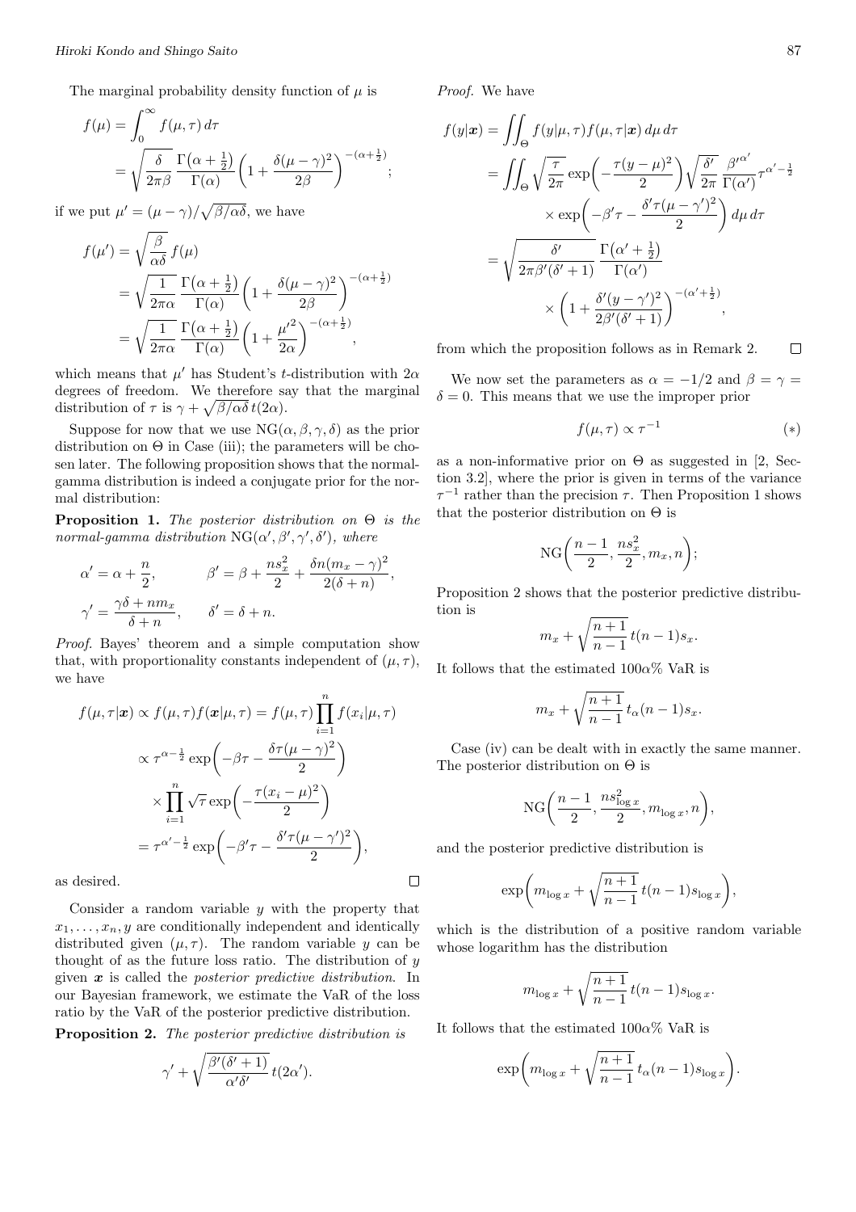The marginal probability density function of $\mu$ is

$$
\begin{aligned}
f(\mu) &= \int_0^\infty f(\mu,\tau)\,d\tau \\
&= \sqrt{\frac{\delta}{2\pi\beta}}\,\frac{\Gamma\bigl(\alpha+\frac{1}{2}\bigr)}{\Gamma(\alpha)}\biggl(1+\frac{\delta(\mu-\gamma)^2}{2\beta}\biggr)^{-(\alpha+\frac{1}{2})};
\end{aligned}
$$

if we put $\mu' = (\mu-\gamma)/\sqrt{\beta/\alpha\delta}$, we have

$$
\begin{aligned}
f(\mu') &= \sqrt{\frac{\beta}{\alpha\delta}}\,f(\mu) \\
&= \sqrt{\frac{1}{2\pi\alpha}}\,\frac{\Gamma\bigl(\alpha+\frac{1}{2}\bigr)}{\Gamma(\alpha)}\biggl(1+\frac{\delta(\mu-\gamma)^2}{2\beta}\biggr)^{-(\alpha+\frac{1}{2})} \\
&= \sqrt{\frac{1}{2\pi\alpha}}\,\frac{\Gamma\bigl(\alpha+\frac{1}{2}\bigr)}{\Gamma(\alpha)}\biggl(1+\frac{\mu'^2}{2\alpha}\biggr)^{-(\alpha+\frac{1}{2})},
\end{aligned}
$$

which means that $\mu'$ has Student's $t$-distribution with $2\alpha$ degrees of freedom. We therefore say that the marginal distribution of $\tau$ is $\gamma + \sqrt{\beta/\alpha\delta}\,t(2\alpha)$.

Suppose for now that we use $\mathrm{NG}(\alpha,\beta,\gamma,\delta)$ as the prior distribution on $\Theta$ in Case (iii); the parameters will be chosen later. The following proposition shows that the normal-gamma distribution is indeed a conjugate prior for the normal distribution:

**Proposition 1.** *The posterior distribution on $\Theta$ is the normal-gamma distribution $\mathrm{NG}(\alpha',\beta',\gamma',\delta')$, where*

$$
\alpha' = \alpha + \frac{n}{2}, \qquad \beta' = \beta + \frac{ns_x^2}{2} + \frac{\delta n(m_x-\gamma)^2}{2(\delta+n)},
$$

$$
\gamma' = \frac{\gamma\delta + nm_x}{\delta+n}, \qquad \delta' = \delta + n.
$$

*Proof.* Bayes' theorem and a simple computation show that, with proportionality constants independent of $(\mu,\tau)$, we have

$$
\begin{aligned}
f(\mu,\tau|\boldsymbol{x}) &\propto f(\mu,\tau)f(\boldsymbol{x}|\mu,\tau) = f(\mu,\tau)\prod_{i=1}^n f(x_i|\mu,\tau) \\
&\propto \tau^{\alpha-\frac{1}{2}}\exp\biggl(-\beta\tau - \frac{\delta\tau(\mu-\gamma)^2}{2}\biggr) \\
&\quad\times \prod_{i=1}^n \sqrt{\tau}\exp\biggl(-\frac{\tau(x_i-\mu)^2}{2}\biggr) \\
&= \tau^{\alpha'-\frac{1}{2}}\exp\biggl(-\beta'\tau - \frac{\delta'\tau(\mu-\gamma')^2}{2}\biggr),
\end{aligned}
$$

as desired. □

Consider a random variable $y$ with the property that $x_1,\ldots,x_n,y$ are conditionally independent and identically distributed given $(\mu,\tau)$. The random variable $y$ can be thought of as the future loss ratio. The distribution of $y$ given $\boldsymbol{x}$ is called the *posterior predictive distribution*. In our Bayesian framework, we estimate the VaR of the loss ratio by the VaR of the posterior predictive distribution.

**Proposition 2.** *The posterior predictive distribution is*

$$
\gamma' + \sqrt{\frac{\beta'(\delta'+1)}{\alpha'\delta'}}\,t(2\alpha').
$$

*Proof.* We have

$$
\begin{aligned}
f(y|\boldsymbol{x}) &= \iint_\Theta f(y|\mu,\tau)f(\mu,\tau|\boldsymbol{x})\,d\mu\,d\tau \\
&= \iint_\Theta \sqrt{\frac{\tau}{2\pi}}\exp\biggl(-\frac{\tau(y-\mu)^2}{2}\biggr)\sqrt{\frac{\delta'}{2\pi}}\,\frac{\beta'^{\alpha'}}{\Gamma(\alpha')}\tau^{\alpha'-\frac{1}{2}} \\
&\quad\times\exp\biggl(-\beta'\tau - \frac{\delta'\tau(\mu-\gamma')^2}{2}\biggr)\,d\mu\,d\tau \\
&= \sqrt{\frac{\delta'}{2\pi\beta'(\delta'+1)}}\,\frac{\Gamma\bigl(\alpha'+\frac{1}{2}\bigr)}{\Gamma(\alpha')} \\
&\quad\times\biggl(1+\frac{\delta'(y-\gamma')^2}{2\beta'(\delta'+1)}\biggr)^{-(\alpha'+\frac{1}{2})},
\end{aligned}
$$

from which the proposition follows as in Remark 2. □

We now set the parameters as $\alpha = -1/2$ and $\beta = \gamma = \delta = 0$. This means that we use the improper prior

$$
f(\mu,\tau) \propto \tau^{-1} \tag{$*$}
$$

as a non-informative prior on $\Theta$ as suggested in [2, Section 3.2], where the prior is given in terms of the variance $\tau^{-1}$ rather than the precision $\tau$. Then Proposition 1 shows that the posterior distribution on $\Theta$ is

$$
\mathrm{NG}\biggl(\frac{n-1}{2},\frac{ns_x^2}{2},m_x,n\biggr);
$$

Proposition 2 shows that the posterior predictive distribution is

$$
m_x + \sqrt{\frac{n+1}{n-1}}\,t(n-1)s_x.
$$

It follows that the estimated $100\alpha\%$ VaR is

$$
m_x + \sqrt{\frac{n+1}{n-1}}\,t_\alpha(n-1)s_x.
$$

Case (iv) can be dealt with in exactly the same manner. The posterior distribution on $\Theta$ is

$$
\mathrm{NG}\biggl(\frac{n-1}{2},\frac{ns_{\log x}^2}{2},m_{\log x},n\biggr),
$$

and the posterior predictive distribution is

$$
\exp\biggl(m_{\log x} + \sqrt{\frac{n+1}{n-1}}\,t(n-1)s_{\log x}\biggr),
$$

which is the distribution of a positive random variable whose logarithm has the distribution

$$
m_{\log x} + \sqrt{\frac{n+1}{n-1}}\,t(n-1)s_{\log x}.
$$

It follows that the estimated $100\alpha\%$ VaR is

$$
\exp\biggl(m_{\log x} + \sqrt{\frac{n+1}{n-1}}\,t_\alpha(n-1)s_{\log x}\biggr).
$$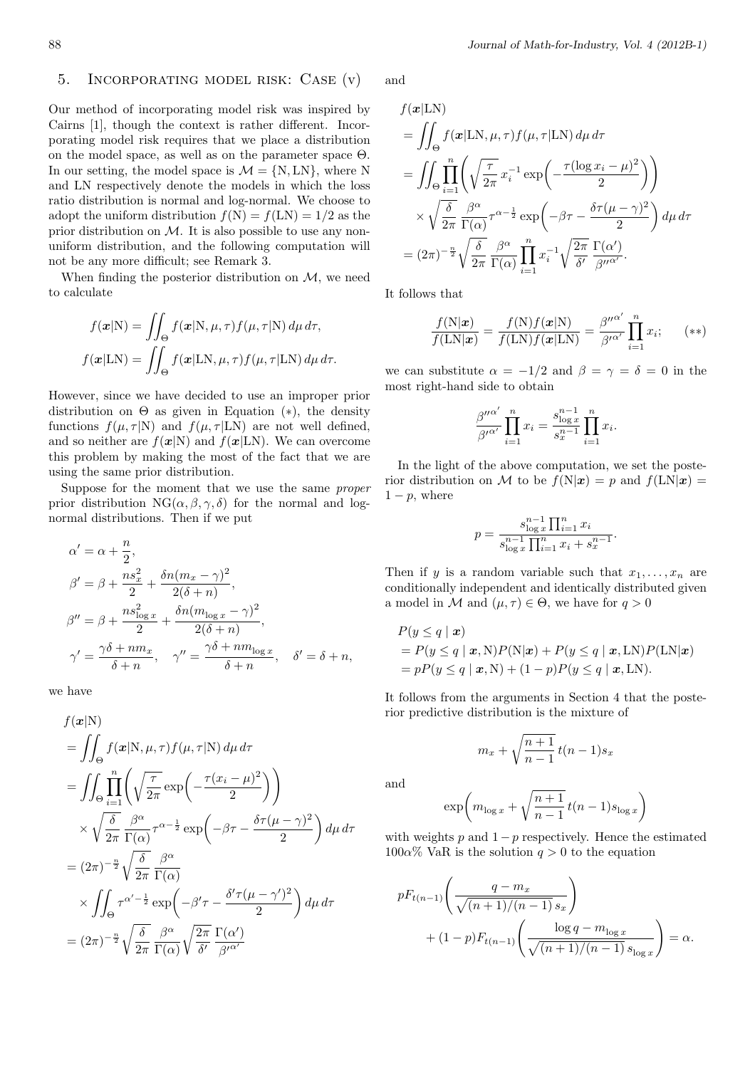## 5. Incorporating model risk: Case (v)

Our method of incorporating model risk was inspired by Cairns [1], though the context is rather different. Incorporating model risk requires that we place a distribution on the model space, as well as on the parameter space $\Theta$. In our setting, the model space is $\mathcal{M} = \{\mathrm{N}, \mathrm{LN}\}$, where N and LN respectively denote the models in which the loss ratio distribution is normal and log-normal. We choose to adopt the uniform distribution $f(\mathrm{N}) = f(\mathrm{LN}) = 1/2$ as the prior distribution on $\mathcal{M}$. It is also possible to use any non-uniform distribution, and the following computation will not be any more difficult; see Remark 3.

When finding the posterior distribution on $\mathcal{M}$, we need to calculate

$$f(\boldsymbol{x}|\mathrm{N}) = \iint_\Theta f(\boldsymbol{x}|\mathrm{N}, \mu, \tau) f(\mu, \tau|\mathrm{N})\, d\mu\, d\tau,$$

$$f(\boldsymbol{x}|\mathrm{LN}) = \iint_\Theta f(\boldsymbol{x}|\mathrm{LN}, \mu, \tau) f(\mu, \tau|\mathrm{LN})\, d\mu\, d\tau.$$

However, since we have decided to use an improper prior distribution on $\Theta$ as given in Equation $(*)$, the density functions $f(\mu, \tau|\mathrm{N})$ and $f(\mu, \tau|\mathrm{LN})$ are not well defined, and so neither are $f(\boldsymbol{x}|\mathrm{N})$ and $f(\boldsymbol{x}|\mathrm{LN})$. We can overcome this problem by making the most of the fact that we are using the same prior distribution.

Suppose for the moment that we use the same *proper* prior distribution $\mathrm{NG}(\alpha, \beta, \gamma, \delta)$ for the normal and log-normal distributions. Then if we put

$$\alpha' = \alpha + \frac{n}{2},$$

$$\beta' = \beta + \frac{ns_x^2}{2} + \frac{\delta n (m_x - \gamma)^2}{2(\delta + n)},$$

$$\beta'' = \beta + \frac{ns_{\log x}^2}{2} + \frac{\delta n (m_{\log x} - \gamma)^2}{2(\delta + n)},$$

$$\gamma' = \frac{\gamma\delta + nm_x}{\delta + n}, \quad \gamma'' = \frac{\gamma\delta + nm_{\log x}}{\delta + n}, \quad \delta' = \delta + n,$$

we have

$$\begin{aligned}
&f(\boldsymbol{x}|\mathrm{N}) \\
&= \iint_\Theta f(\boldsymbol{x}|\mathrm{N}, \mu, \tau) f(\mu, \tau|\mathrm{N})\, d\mu\, d\tau \\
&= \iint_\Theta \prod_{i=1}^n \left( \sqrt{\frac{\tau}{2\pi}} \exp\left( -\frac{\tau(x_i - \mu)^2}{2} \right) \right) \\
&\quad \times \sqrt{\frac{\delta}{2\pi}} \frac{\beta^\alpha}{\Gamma(\alpha)} \tau^{\alpha - \frac{1}{2}} \exp\left( -\beta\tau - \frac{\delta\tau(\mu - \gamma)^2}{2} \right) d\mu\, d\tau \\
&= (2\pi)^{-\frac{n}{2}} \sqrt{\frac{\delta}{2\pi}} \frac{\beta^\alpha}{\Gamma(\alpha)} \\
&\quad \times \iint_\Theta \tau^{\alpha' - \frac{1}{2}} \exp\left( -\beta'\tau - \frac{\delta'\tau(\mu - \gamma')^2}{2} \right) d\mu\, d\tau \\
&= (2\pi)^{-\frac{n}{2}} \sqrt{\frac{\delta}{2\pi}} \frac{\beta^\alpha}{\Gamma(\alpha)} \sqrt{\frac{2\pi}{\delta'}} \frac{\Gamma(\alpha')}{\beta'^{\alpha'}}
\end{aligned}$$

and

$$\begin{aligned}
&f(\boldsymbol{x}|\mathrm{LN}) \\
&= \iint_\Theta f(\boldsymbol{x}|\mathrm{LN}, \mu, \tau) f(\mu, \tau|\mathrm{LN})\, d\mu\, d\tau \\
&= \iint_\Theta \prod_{i=1}^n \left( \sqrt{\frac{\tau}{2\pi}} x_i^{-1} \exp\left( -\frac{\tau(\log x_i - \mu)^2}{2} \right) \right) \\
&\quad \times \sqrt{\frac{\delta}{2\pi}} \frac{\beta^\alpha}{\Gamma(\alpha)} \tau^{\alpha - \frac{1}{2}} \exp\left( -\beta\tau - \frac{\delta\tau(\mu - \gamma)^2}{2} \right) d\mu\, d\tau \\
&= (2\pi)^{-\frac{n}{2}} \sqrt{\frac{\delta}{2\pi}} \frac{\beta^\alpha}{\Gamma(\alpha)} \prod_{i=1}^n x_i^{-1} \sqrt{\frac{2\pi}{\delta'}} \frac{\Gamma(\alpha')}{\beta''^{\alpha'}}.
\end{aligned}$$

It follows that

$$\frac{f(\mathrm{N}|\boldsymbol{x})}{f(\mathrm{LN}|\boldsymbol{x})} = \frac{f(\mathrm{N}) f(\boldsymbol{x}|\mathrm{N})}{f(\mathrm{LN}) f(\boldsymbol{x}|\mathrm{LN})} = \frac{\beta''^{\alpha'}}{\beta'^{\alpha'}} \prod_{i=1}^n x_i; \qquad (**)$$

we can substitute $\alpha = -1/2$ and $\beta = \gamma = \delta = 0$ in the most right-hand side to obtain

$$\frac{\beta''^{\alpha'}}{\beta'^{\alpha'}} \prod_{i=1}^n x_i = \frac{s_{\log x}^{n-1}}{s_x^{n-1}} \prod_{i=1}^n x_i.$$

In the light of the above computation, we set the posterior distribution on $\mathcal{M}$ to be $f(\mathrm{N}|\boldsymbol{x}) = p$ and $f(\mathrm{LN}|\boldsymbol{x}) = 1 - p$, where

$$p = \frac{s_{\log x}^{n-1} \prod_{i=1}^n x_i}{s_{\log x}^{n-1} \prod_{i=1}^n x_i + s_x^{n-1}}.$$

Then if $y$ is a random variable such that $x_1, \ldots, x_n$ are conditionally independent and identically distributed given a model in $\mathcal{M}$ and $(\mu, \tau) \in \Theta$, we have for $q > 0$

$$\begin{aligned}
&P(y \le q \mid \boldsymbol{x}) \\
&= P(y \le q \mid \boldsymbol{x}, \mathrm{N}) P(\mathrm{N}|\boldsymbol{x}) + P(y \le q \mid \boldsymbol{x}, \mathrm{LN}) P(\mathrm{LN}|\boldsymbol{x}) \\
&= pP(y \le q \mid \boldsymbol{x}, \mathrm{N}) + (1 - p) P(y \le q \mid \boldsymbol{x}, \mathrm{LN}).
\end{aligned}$$

It follows from the arguments in Section 4 that the posterior predictive distribution is the mixture of

$$m_x + \sqrt{\frac{n+1}{n-1}}\, t(n-1) s_x$$

and

$$\exp\left( m_{\log x} + \sqrt{\frac{n+1}{n-1}}\, t(n-1) s_{\log x} \right)$$

with weights $p$ and $1 - p$ respectively. Hence the estimated $100\alpha\%$ VaR is the solution $q > 0$ to the equation

$$pF_{t(n-1)}\left( \frac{q - m_x}{\sqrt{(n+1)/(n-1)}\, s_x} \right) + (1 - p) F_{t(n-1)}\left( \frac{\log q - m_{\log x}}{\sqrt{(n+1)/(n-1)}\, s_{\log x}} \right) = \alpha.$$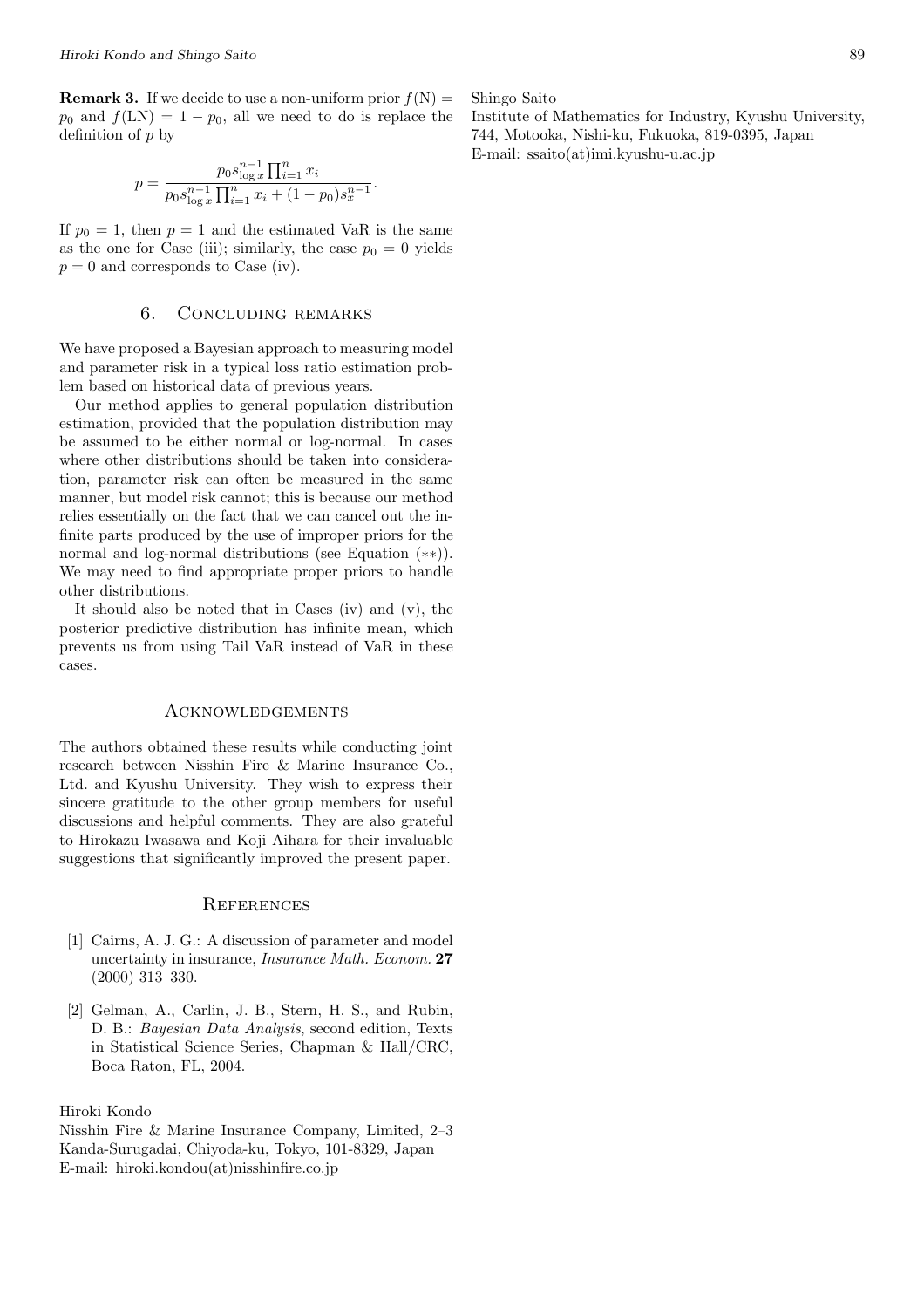**Remark 3.** If we decide to use a non-uniform prior $f(\mathrm{N}) = p_0$ and $f(\mathrm{LN}) = 1 - p_0$, all we need to do is replace the definition of $p$ by

$$p = \frac{p_0 s_{\log x}^{n-1} \prod_{i=1}^{n} x_i}{p_0 s_{\log x}^{n-1} \prod_{i=1}^{n} x_i + (1-p_0) s_x^{n-1}}.$$

If $p_0 = 1$, then $p = 1$ and the estimated VaR is the same as the one for Case (iii); similarly, the case $p_0 = 0$ yields $p = 0$ and corresponds to Case (iv).

## 6. Concluding remarks

We have proposed a Bayesian approach to measuring model and parameter risk in a typical loss ratio estimation problem based on historical data of previous years.

Our method applies to general population distribution estimation, provided that the population distribution may be assumed to be either normal or log-normal. In cases where other distributions should be taken into consideration, parameter risk can often be measured in the same manner, but model risk cannot; this is because our method relies essentially on the fact that we can cancel out the infinite parts produced by the use of improper priors for the normal and log-normal distributions (see Equation (∗∗)). We may need to find appropriate proper priors to handle other distributions.

It should also be noted that in Cases (iv) and (v), the posterior predictive distribution has infinite mean, which prevents us from using Tail VaR instead of VaR in these cases.

## Acknowledgements

The authors obtained these results while conducting joint research between Nisshin Fire & Marine Insurance Co., Ltd. and Kyushu University. They wish to express their sincere gratitude to the other group members for useful discussions and helpful comments. They are also grateful to Hirokazu Iwasawa and Koji Aihara for their invaluable suggestions that significantly improved the present paper.

## References

[1] Cairns, A. J. G.: A discussion of parameter and model uncertainty in insurance, *Insurance Math. Econom.* **27** (2000) 313–330.

[2] Gelman, A., Carlin, J. B., Stern, H. S., and Rubin, D. B.: *Bayesian Data Analysis*, second edition, Texts in Statistical Science Series, Chapman & Hall/CRC, Boca Raton, FL, 2004.

Hiroki Kondo
Nisshin Fire & Marine Insurance Company, Limited, 2–3 Kanda-Surugadai, Chiyoda-ku, Tokyo, 101-8329, Japan
E-mail: hiroki.kondou(at)nisshinfire.co.jp

Shingo Saito
Institute of Mathematics for Industry, Kyushu University, 744, Motooka, Nishi-ku, Fukuoka, 819-0395, Japan
E-mail: ssaito(at)imi.kyushu-u.ac.jp